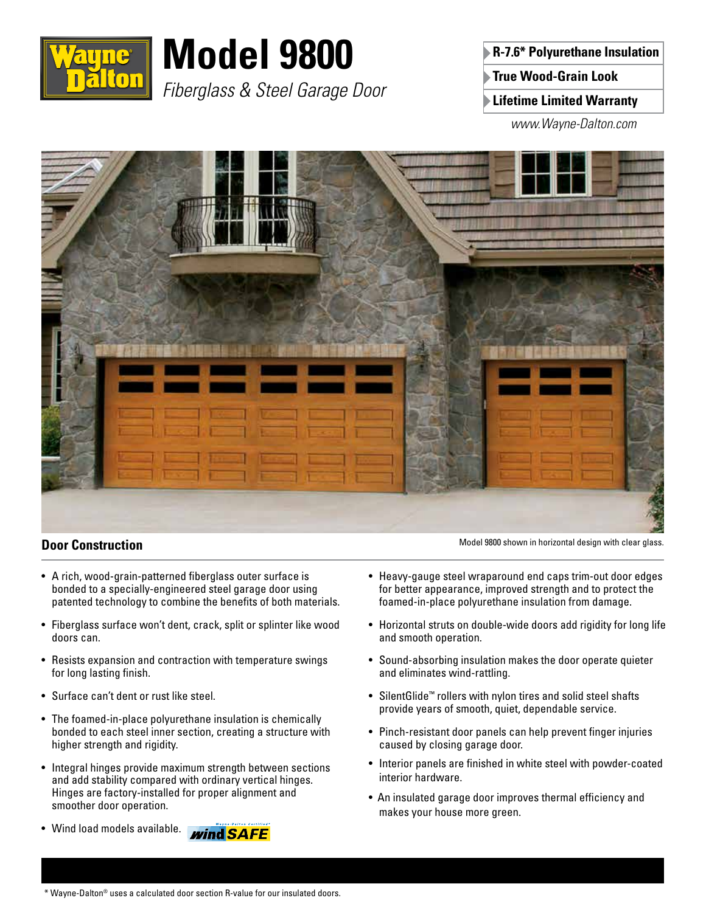# Model 9800

*Fiberglass & Steel Garage Door*

- R-7.6* Polyurethane Insulation
- True Wood-Grain Look
- Lifetime Limited Warranty

www.Wayne-Dalton.com

Model 9800 shown in horizontal design with clear glass.

## Door Construction

- A rich, wood-grain-patterned fiberglass outer surface is bonded to a specially-engineered steel garage door using patented technology to combine the benefits of both materials.
- Fiberglass surface won't dent, crack, split or splinter like wood doors can.
- Resists expansion and contraction with temperature swings for long lasting finish.
- Surface can't dent or rust like steel.
- The foamed-in-place polyurethane insulation is chemically bonded to each steel inner section, creating a structure with higher strength and rigidity.
- Integral hinges provide maximum strength between sections and add stability compared with ordinary vertical hinges. Hinges are factory-installed for proper alignment and smoother door operation.
- Wind load models available. windSAFE
- Heavy-gauge steel wraparound end caps trim-out door edges for better appearance, improved strength and to protect the foamed-in-place polyurethane insulation from damage.
- Horizontal struts on double-wide doors add rigidity for long life and smooth operation.
- Sound-absorbing insulation makes the door operate quieter and eliminates wind-rattling.
- SilentGlide™ rollers with nylon tires and solid steel shafts provide years of smooth, quiet, dependable service.
- Pinch-resistant door panels can help prevent finger injuries caused by closing garage door.
- Interior panels are finished in white steel with powder-coated interior hardware.
- An insulated garage door improves thermal efficiency and makes your house more green.

\* Wayne-Dalton® uses a calculated door section R-value for our insulated doors.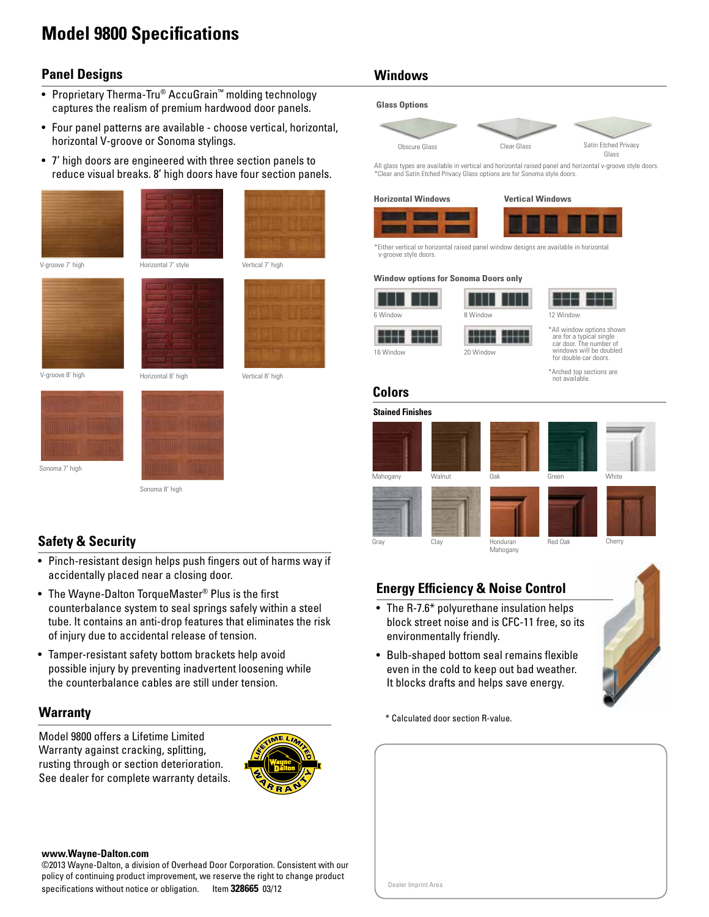# Model 9800 Specifications

## Panel Designs

- Proprietary Therma-Tru® AccuGrain™ molding technology captures the realism of premium hardwood door panels.
- Four panel patterns are available - choose vertical, horizontal, horizontal V-groove or Sonoma stylings.
- 7' high doors are engineered with three section panels to reduce visual breaks. 8' high doors have four section panels.

V-groove 7' high

Horizontal 7' style

Vertical 7' high

V-groove 8' high

Horizontal 8' high

Vertical 8' high

Sonoma 7' high

Sonoma 8' high

## Safety & Security

- Pinch-resistant design helps push fingers out of harms way if accidentally placed near a closing door.
- The Wayne-Dalton TorqueMaster® Plus is the first counterbalance system to seal springs safely within a steel tube. It contains an anti-drop features that eliminates the risk of injury due to accidental release of tension.
- Tamper-resistant safety bottom brackets help avoid possible injury by preventing inadvertent loosening while the counterbalance cables are still under tension.

## Warranty

Model 9800 offers a Lifetime Limited Warranty against cracking, splitting, rusting through or section deterioration. See dealer for complete warranty details.

## Windows

### Glass Options

Obscure Glass

Clear Glass

Satin Etched Privacy Glass

All glass types are available in vertical and horizontal raised panel and horizontal v-groove style doors.
*Clear and Satin Etched Privacy Glass options are for Sonoma style doors.

### Horizontal Windows

### Vertical Windows

*Either vertical or horizontal raised panel window designs are available in horizontal v-groove style doors.

### Window options for Sonoma Doors only

6 Window

8 Window

12 Window

16 Window

20 Window

*All window options shown are for a typical single car door. The number of windows will be doubled for double car doors.

*Arched top sections are not available.

## Colors

### Stained Finishes

Mahogany

Walnut

Oak

Green

White

Gray

Clay

Honduran Mahogany

Red Oak

Cherry

## Energy Efficiency & Noise Control

- The R-7.6* polyurethane insulation helps block street noise and is CFC-11 free, so its environmentally friendly.
- Bulb-shaped bottom seal remains flexible even in the cold to keep out bad weather. It blocks drafts and helps save energy.

* Calculated door section R-value.

Dealer Imprint Area

**www.Wayne-Dalton.com**

©2013 Wayne-Dalton, a division of Overhead Door Corporation. Consistent with our policy of continuing product improvement, we reserve the right to change product specifications without notice or obligation. Item **328665** 03/12